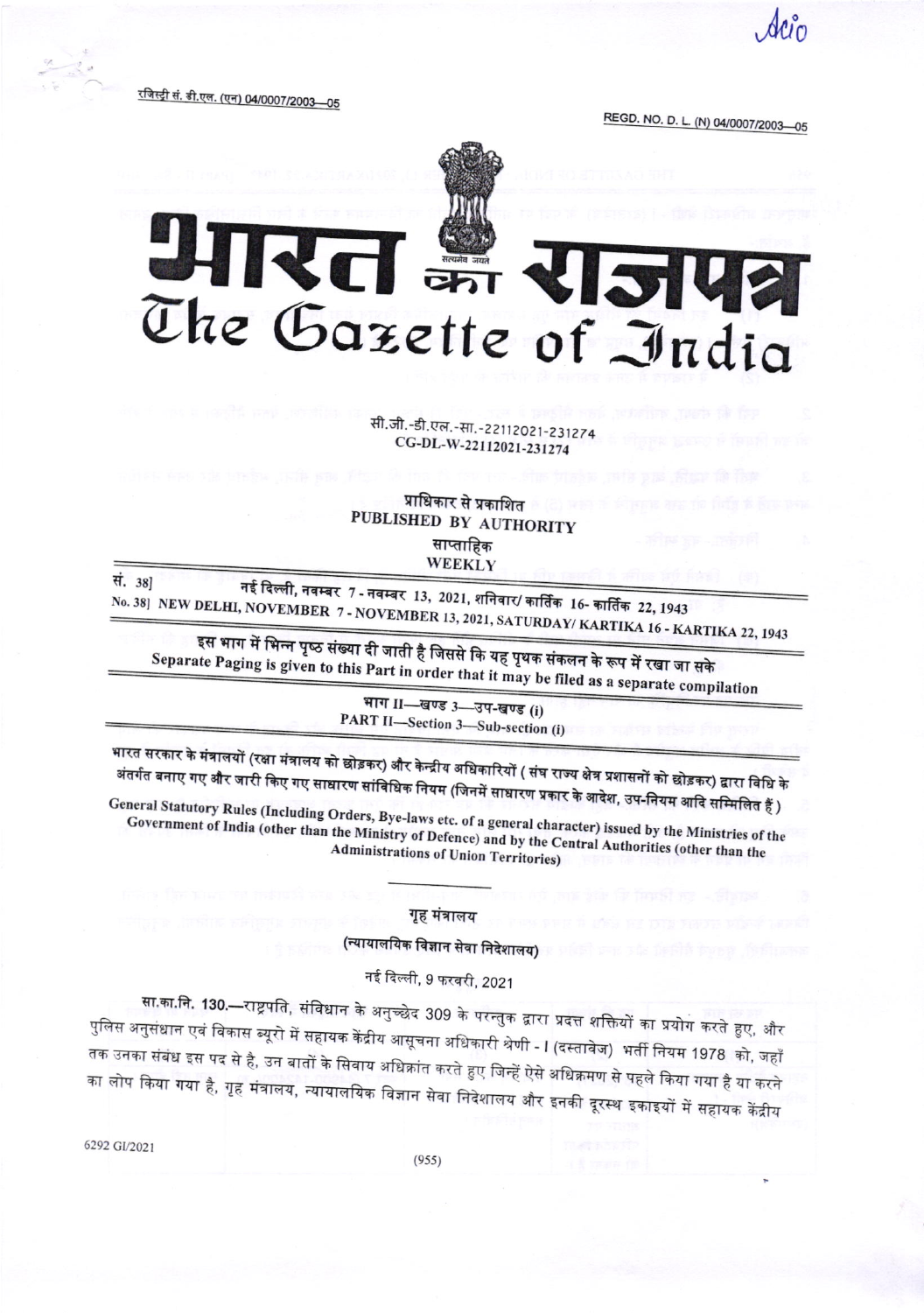रजिस्ट्री सं. डी.एल. (एन) 04/0007/2003—05

REGD. NO. D. L. (N) 04/0007/2003—05

# भारत का राजपत्र
# The Gazette of India

सी.जी.-डी.एल.-सा.-22112021-231274
CG-DL-W-22112021-231274

प्राधिकार से प्रकाशित
PUBLISHED BY AUTHORITY

साप्ताहिक
WEEKLY

सं. 38] नई दिल्ली, नवम्बर 7 - नवम्बर 13, 2021, शनिवार/ कार्तिक 16- कार्तिक 22, 1943
No. 38] NEW DELHI, NOVEMBER 7 - NOVEMBER 13, 2021, SATURDAY/ KARTIKA 16 - KARTIKA 22, 1943

इस भाग में भिन्न पृष्ठ संख्या दी जाती है जिससे कि यह पृथक संकलन के रूप में रखा जा सके
Separate Paging is given to this Part in order that it may be filed as a separate compilation

## भाग II—खण्ड 3—उप-खण्ड (i)
## PART II—Section 3—Sub-section (i)

भारत सरकार के मंत्रालयों (रक्षा मंत्रालय को छोड़कर) और केन्द्रीय अधिकारियों ( संघ राज्य क्षेत्र प्रशासनों को छोड़कर) द्वारा विधि के अंतर्गत बनाए गए और जारी किए गए साधारण सांविधिक नियम (जिनमें साधारण प्रकार के आदेश, उप-नियम आदि सम्मिलित हैं )

General Statutory Rules (Including Orders, Bye-laws etc. of a general character) issued by the Ministries of the Government of India (other than the Ministry of Defence) and by the Central Authorities (other than the Administrations of Union Territories)

### गृह मंत्रालय
### (न्यायालयिक विज्ञान सेवा निदेशालय)

नई दिल्ली, 9 फरवरी, 2021

सा.का.नि. 130.—राष्ट्रपति, संविधान के अनुच्छेद 309 के परन्तुक द्वारा प्रदत्त शक्तियों का प्रयोग करते हुए, और पुलिस अनुसंधान एवं विकास ब्यूरो में सहायक केंद्रीय आसूचना अधिकारी श्रेणी - I (दस्तावेज) भर्ती नियम 1978 को, जहाँ तक उनका संबंध इस पद से है, उन बातों के सिवाय अधिक्रांत करते हुए जिन्हें ऐसे अधिक्रमण से पहले किया गया है या करने का लोप किया गया है, गृह मंत्रालय, न्यायालयिक विज्ञान सेवा निदेशालय और इनकी दूरस्थ इकाइयों में सहायक केंद्रीय

6292 GI/2021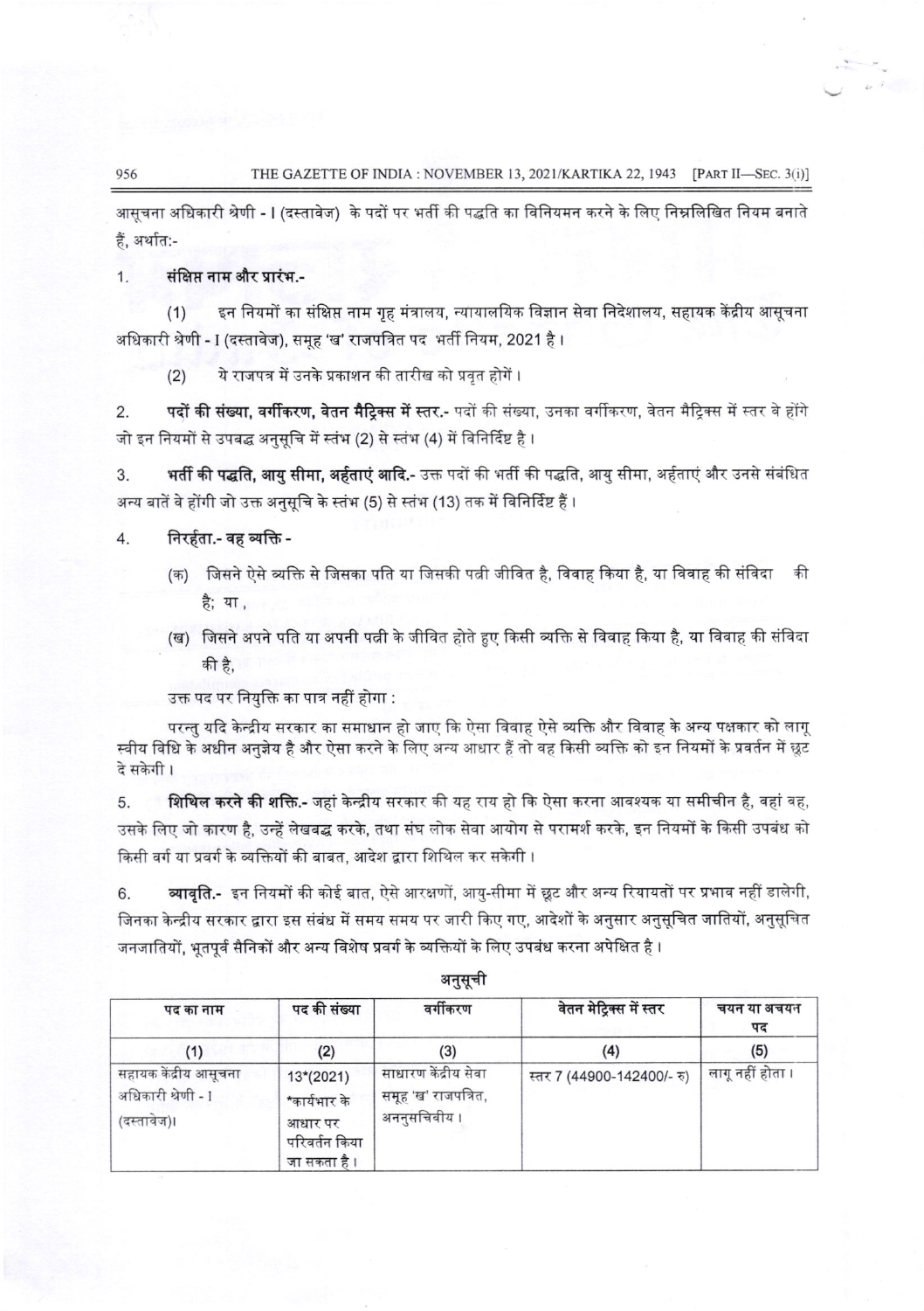आसूचना अधिकारी श्रेणी - I (दस्तावेज) के पदों पर भर्ती की पद्धति का विनियमन करने के लिए निम्नलिखित नियम बनाते हैं, अर्थात:-

1. **संक्षिप्त नाम और प्रारंभ.-**

(1) इन नियमों का संक्षिप्त नाम गृह मंत्रालय, न्यायालयिक विज्ञान सेवा निदेशालय, सहायक केंद्रीय आसूचना अधिकारी श्रेणी - I (दस्तावेज), समूह 'ख' राजपत्रित पद भर्ती नियम, 2021 है।

(2) ये राजपत्र में उनके प्रकाशन की तारीख को प्रवृत होंगें।

2. **पदों की संख्या, वर्गीकरण, वेतन मैट्रिक्स में स्तर.-** पदों की संख्या, उनका वर्गीकरण, वेतन मैट्रिक्स में स्तर वे होंगे जो इन नियमों से उपबद्ध अनुसूचि में स्तंभ (2) से स्तंभ (4) में विनिर्दिष्ट है।

3. **भर्ती की पद्धति, आयु सीमा, अर्हताएं आदि.-** उक्त पदों की भर्ती की पद्धति, आयु सीमा, अर्हताएं और उनसे संबंधित अन्य बातें वे होंगी जो उक्त अनुसूचि के स्तंभ (5) से स्तंभ (13) तक में विनिर्दिष्ट हैं।

4. **निरर्हता.- वह व्यक्ति -**

(क) जिसने ऐसे व्यक्ति से जिसका पति या जिसकी पत्नी जीवित है, विवाह किया है, या विवाह की संविदा की है; या,

(ख) जिसने अपने पति या अपनी पत्नी के जीवित होते हुए किसी व्यक्ति से विवाह किया है, या विवाह की संविदा की है,

उक्त पद पर नियुक्ति का पात्र नहीं होगा :

परन्तु यदि केन्द्रीय सरकार का समाधान हो जाए कि ऐसा विवाह ऐसे व्यक्ति और विवाह के अन्य पक्षकार को लागू स्वीय विधि के अधीन अनुज्ञेय है और ऐसा करने के लिए अन्य आधार हैं तो वह किसी व्यक्ति को इन नियमों के प्रवर्तन में छूट दे सकेगी।

5. **शिथिल करने की शक्ति.-** जहां केन्द्रीय सरकार की यह राय हो कि ऐसा करना आवश्यक या समीचीन है, वहां वह, उसके लिए जो कारण है, उन्हें लेखबद्ध करके, तथा संघ लोक सेवा आयोग से परामर्श करके, इन नियमों के किसी उपबंध को किसी वर्ग या प्रवर्ग के व्यक्तियों की बाबत, आदेश द्वारा शिथिल कर सकेगी।

6. **व्यावृति.-** इन नियमों की कोई बात, ऐसे आरक्षणों, आयु-सीमा में छूट और अन्य रियायतों पर प्रभाव नहीं डालेगी, जिनका केन्द्रीय सरकार द्वारा इस संबंध में समय समय पर जारी किए गए, आदेशों के अनुसार अनुसूचित जातियों, अनुसूचित जनजातियों, भूतपूर्व सैनिकों और अन्य विशेष प्रवर्ग के व्यक्तियों के लिए उपबंध करना अपेक्षित है।

**अनुसूची**

| पद का नाम | पद की संख्या | वर्गीकरण | वेतन मेट्रिक्स में स्तर | चयन या अचयन पद |
|---|---|---|---|---|
| (1) | (2) | (3) | (4) | (5) |
| सहायक केंद्रीय आसूचना अधिकारी श्रेणी - I (दस्तावेज)। | 13*(2021) *कार्यभार के आधार पर परिवर्तन किया जा सकता है। | साधारण केंद्रीय सेवा समूह 'ख' राजपत्रित, अननुसचिवीय। | स्तर 7 (44900-142400/- रु) | लागू नहीं होता। |